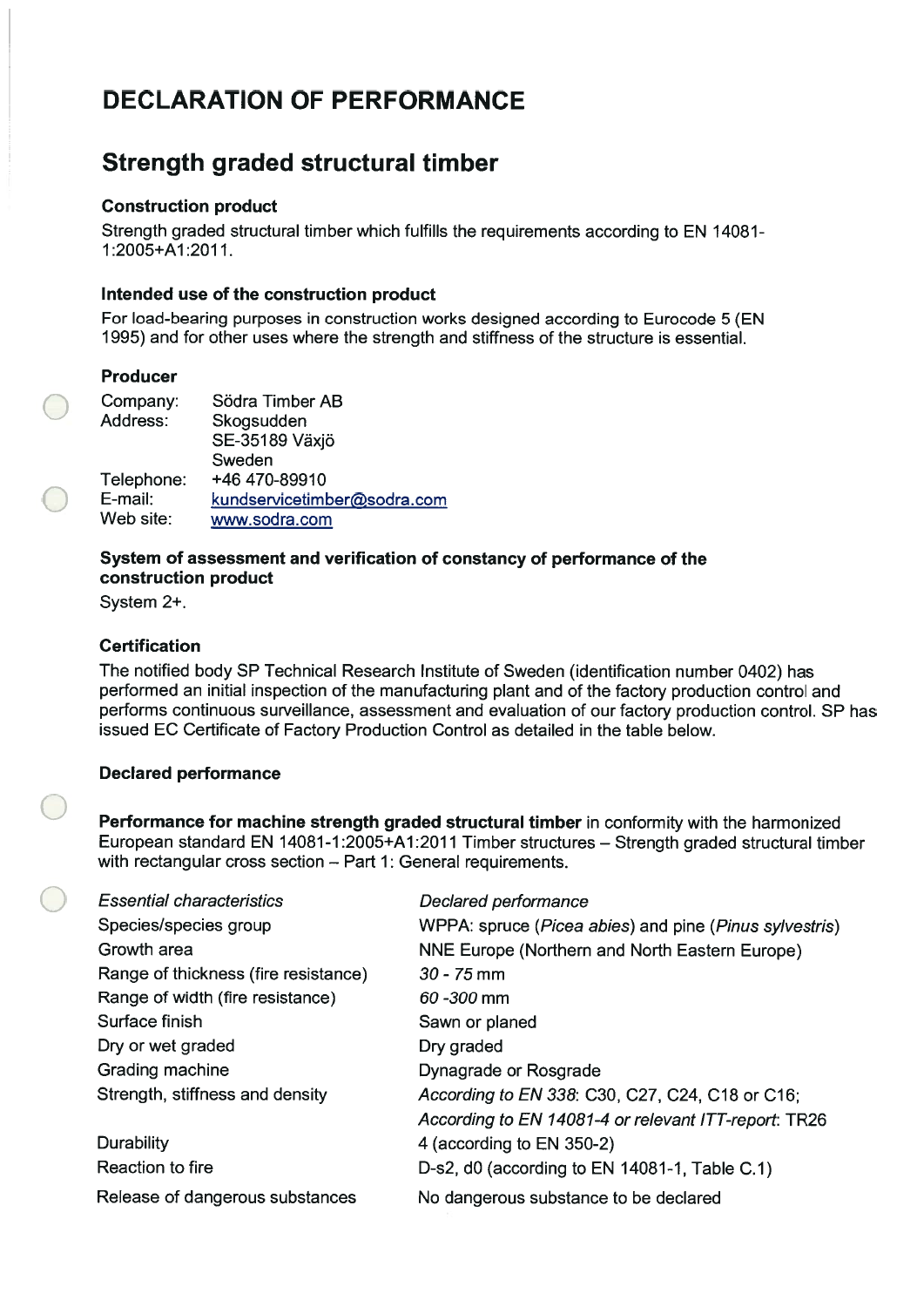# DECLARATION OF PERFORMANCE

## Strength graded structural timber

### Construction product

Strength graded structural timber which fulfills the requirements according to EN 14081-1:2005+A1:2011.

### Intended use of the construction product

For load-bearing purposes in construction works designed according to Eurocode 5 (EN 1995) and for other uses where the strength and stiffness of the structure is essential.

### Producer

| | |
|---|---|
| Company: | Södra Timber AB |
| Address: | Skogsudden<br>SE-35189 Växjö<br>Sweden |
| Telephone: | +46 470-89910 |
| E-mail: | kundservicetimber@sodra.com |
| Web site: | www.sodra.com |

### System of assessment and verification of constancy of performance of the construction product

System 2+.

### Certification

The notified body SP Technical Research Institute of Sweden (identification number 0402) has performed an initial inspection of the manufacturing plant and of the factory production control and performs continuous surveillance, assessment and evaluation of our factory production control. SP has issued EC Certificate of Factory Production Control as detailed in the table below.

### Declared performance

**Performance for machine strength graded structural timber** in conformity with the harmonized European standard EN 14081-1:2005+A1:2011 Timber structures – Strength graded structural timber with rectangular cross section – Part 1: General requirements.

| *Essential characteristics* | *Declared performance* |
|---|---|
| Species/species group | WPPA: spruce (*Picea abies*) and pine (*Pinus sylvestris*) |
| Growth area | NNE Europe (Northern and North Eastern Europe) |
| Range of thickness (fire resistance) | *30 - 75* mm |
| Range of width (fire resistance) | *60 -300* mm |
| Surface finish | Sawn or planed |
| Dry or wet graded | Dry graded |
| Grading machine | Dynagrade or Rosgrade |
| Strength, stiffness and density | *According to EN 338*: C30, C27, C24, C18 or C16;<br>*According to EN 14081-4 or relevant ITT-report*: TR26 |
| Durability | 4 (according to EN 350-2) |
| Reaction to fire | D-s2, d0 (according to EN 14081-1, Table C.1) |
| Release of dangerous substances | No dangerous substance to be declared |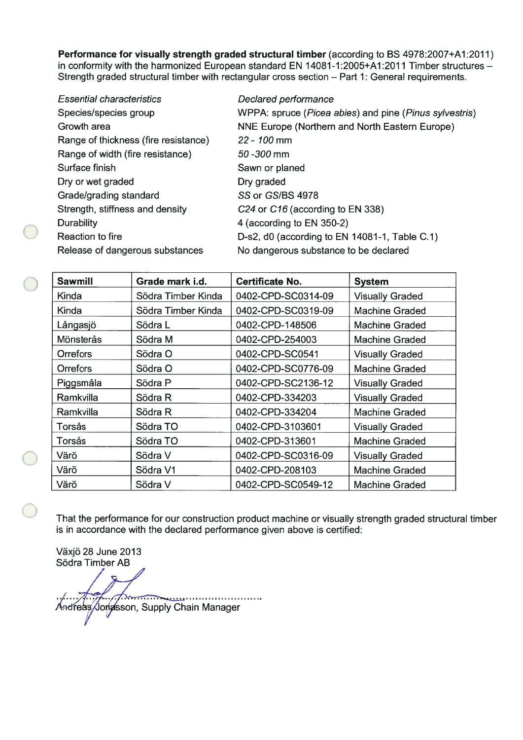**Performance for visually strength graded structural timber** (according to BS 4978:2007+A1:2011) in conformity with the harmonized European standard EN 14081-1:2005+A1:2011 Timber structures – Strength graded structural timber with rectangular cross section – Part 1: General requirements.

| *Essential characteristics* | *Declared performance* |
|---|---|
| Species/species group | WPPA: spruce (*Picea abies*) and pine (*Pinus sylvestris*) |
| Growth area | NNE Europe (Northern and North Eastern Europe) |
| Range of thickness (fire resistance) | *22 - 100* mm |
| Range of width (fire resistance) | *50 -300* mm |
| Surface finish | Sawn or planed |
| Dry or wet graded | Dry graded |
| Grade/grading standard | *SS* or *GS*/BS 4978 |
| Strength, stiffness and density | *C24* or *C16* (according to EN 338) |
| Durability | 4 (according to EN 350-2) |
| Reaction to fire | D-s2, d0 (according to EN 14081-1, Table C.1) |
| Release of dangerous substances | No dangerous substance to be declared |

| Sawmill | Grade mark i.d. | Certificate No. | System |
|---|---|---|---|
| Kinda | Södra Timber Kinda | 0402-CPD-SC0314-09 | Visually Graded |
| Kinda | Södra Timber Kinda | 0402-CPD-SC0319-09 | Machine Graded |
| Långasjö | Södra L | 0402-CPD-148506 | Machine Graded |
| Mönsterås | Södra M | 0402-CPD-254003 | Machine Graded |
| Orrefors | Södra O | 0402-CPD-SC0541 | Visually Graded |
| Orrefors | Södra O | 0402-CPD-SC0776-09 | Machine Graded |
| Piggsmåla | Södra P | 0402-CPD-SC2136-12 | Visually Graded |
| Ramkvilla | Södra R | 0402-CPD-334203 | Visually Graded |
| Ramkvilla | Södra R | 0402-CPD-334204 | Machine Graded |
| Torsås | Södra TO | 0402-CPD-3103601 | Visually Graded |
| Torsås | Södra TO | 0402-CPD-313601 | Machine Graded |
| Värö | Södra V | 0402-CPD-SC0316-09 | Visually Graded |
| Värö | Södra V1 | 0402-CPD-208103 | Machine Graded |
| Värö | Södra V | 0402-CPD-SC0549-12 | Machine Graded |

That the performance for our construction product machine or visually strength graded structural timber is in accordance with the declared performance given above is certified:

Växjö 28 June 2013
Södra Timber AB

Andreas Jonasson, Supply Chain Manager